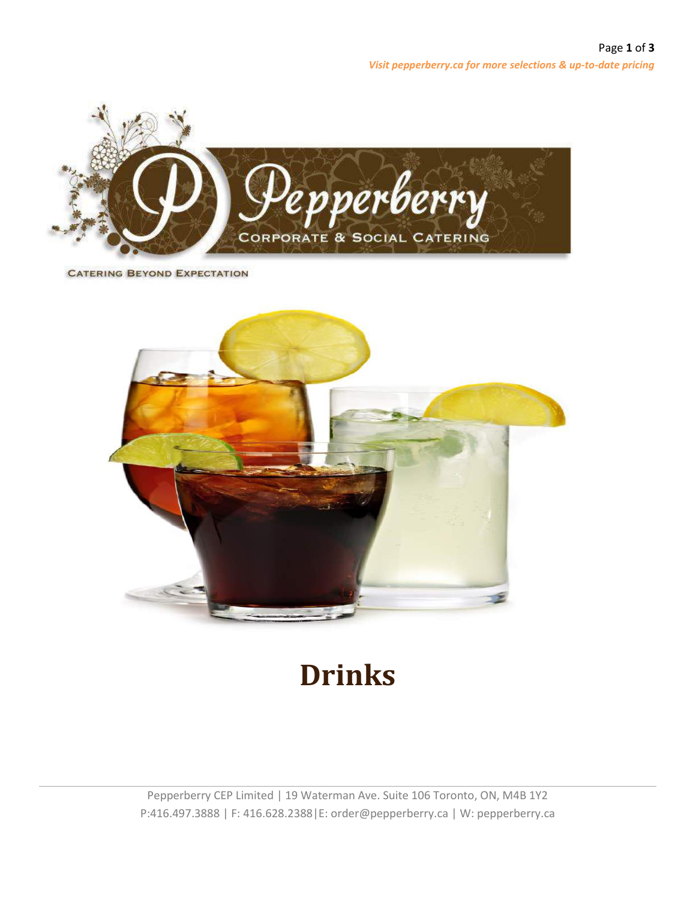*Visit pepperberry.ca for more selections & up-to-date pricing*

Pepperberry

CORPORATE & SOCIAL CATERING

CATERING BEYOND EXPECTATION

# Drinks

Pepperberry CEP Limited | 19 Waterman Ave. Suite 106 Toronto, ON, M4B 1Y2
P:416.497.3888 | F: 416.628.2388|E: order@pepperberry.ca | W: pepperberry.ca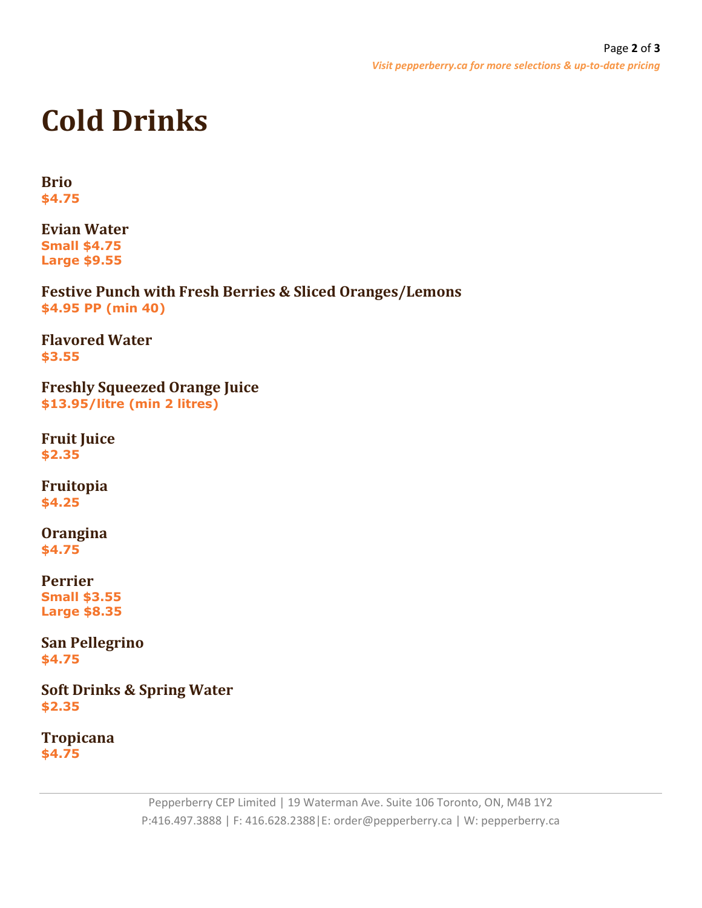# Cold Drinks

**Brio**
**$4.75**

**Evian Water**
**Small $4.75**
**Large $9.55**

**Festive Punch with Fresh Berries & Sliced Oranges/Lemons**
**$4.95 PP (min 40)**

**Flavored Water**
**$3.55**

**Freshly Squeezed Orange Juice**
**$13.95/litre (min 2 litres)**

**Fruit Juice**
**$2.35**

**Fruitopia**
**$4.25**

**Orangina**
**$4.75**

**Perrier**
**Small $3.55**
**Large $8.35**

**San Pellegrino**
**$4.75**

**Soft Drinks & Spring Water**
**$2.35**

**Tropicana**
**$4.75**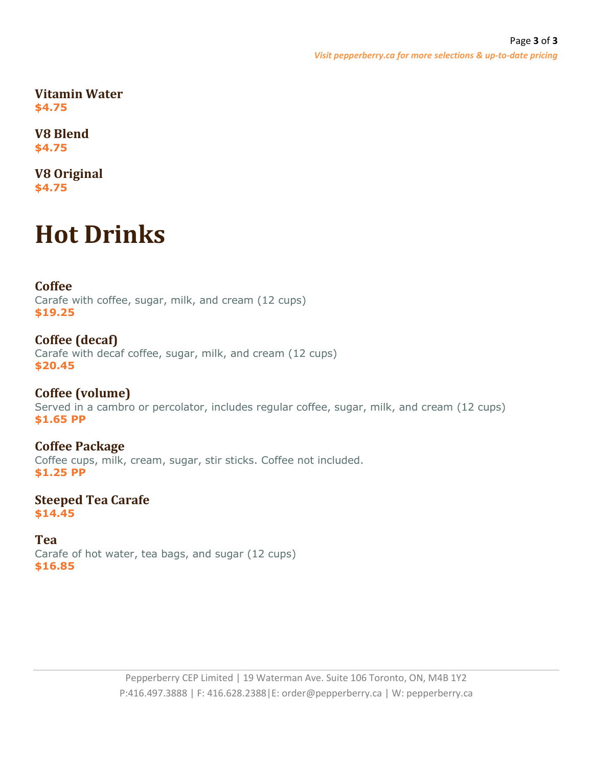**Vitamin Water**
**$4.75**

**V8 Blend**
**$4.75**

**V8 Original**
**$4.75**

# Hot Drinks

**Coffee**
Carafe with coffee, sugar, milk, and cream (12 cups)
**$19.25**

**Coffee (decaf)**
Carafe with decaf coffee, sugar, milk, and cream (12 cups)
**$20.45**

**Coffee (volume)**
Served in a cambro or percolator, includes regular coffee, sugar, milk, and cream (12 cups)
**$1.65 PP**

**Coffee Package**
Coffee cups, milk, cream, sugar, stir sticks. Coffee not included.
**$1.25 PP**

**Steeped Tea Carafe**
**$14.45**

**Tea**
Carafe of hot water, tea bags, and sugar (12 cups)
**$16.85**